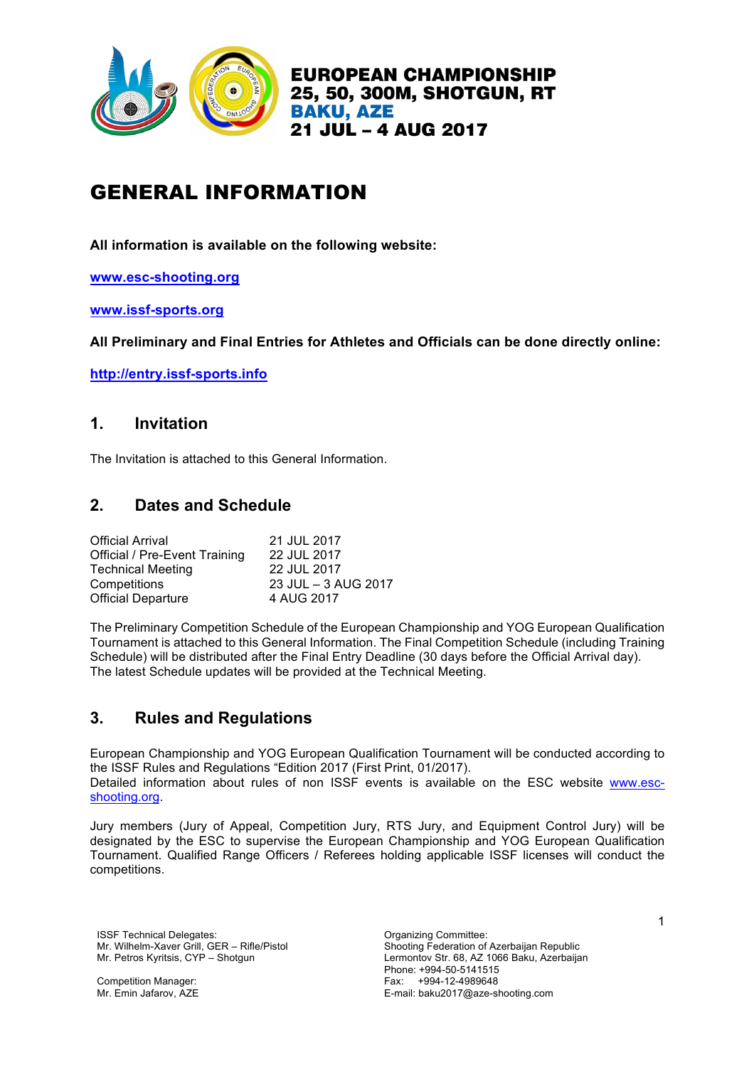**EUROPEAN CHAMPIONSHIP**
**25, 50, 300M, SHOTGUN, RT**
**BAKU, AZE**
**21 JUL – 4 AUG 2017**

# GENERAL INFORMATION

**All information is available on the following website:**

**www.esc-shooting.org**

**www.issf-sports.org**

**All Preliminary and Final Entries for Athletes and Officials can be done directly online:**

**http://entry.issf-sports.info**

## 1. Invitation

The Invitation is attached to this General Information.

## 2. Dates and Schedule

| | |
|---|---|
| Official Arrival | 21 JUL 2017 |
| Official / Pre-Event Training | 22 JUL 2017 |
| Technical Meeting | 22 JUL 2017 |
| Competitions | 23 JUL – 3 AUG 2017 |
| Official Departure | 4 AUG 2017 |

The Preliminary Competition Schedule of the European Championship and YOG European Qualification Tournament is attached to this General Information. The Final Competition Schedule (including Training Schedule) will be distributed after the Final Entry Deadline (30 days before the Official Arrival day). The latest Schedule updates will be provided at the Technical Meeting.

## 3. Rules and Regulations

European Championship and YOG European Qualification Tournament will be conducted according to the ISSF Rules and Regulations "Edition 2017 (First Print, 01/2017).
Detailed information about rules of non ISSF events is available on the ESC website www.esc-shooting.org.

Jury members (Jury of Appeal, Competition Jury, RTS Jury, and Equipment Control Jury) will be designated by the ESC to supervise the European Championship and YOG European Qualification Tournament. Qualified Range Officers / Referees holding applicable ISSF licenses will conduct the competitions.

ISSF Technical Delegates:
Mr. Wilhelm-Xaver Grill, GER – Rifle/Pistol
Mr. Petros Kyritsis, CYP – Shotgun

Competition Manager:
Mr. Emin Jafarov, AZE

Organizing Committee:
Shooting Federation of Azerbaijan Republic
Lermontov Str. 68, AZ 1066 Baku, Azerbaijan
Phone: +994-50-5141515
Fax: +994-12-4989648
E-mail: baku2017@aze-shooting.com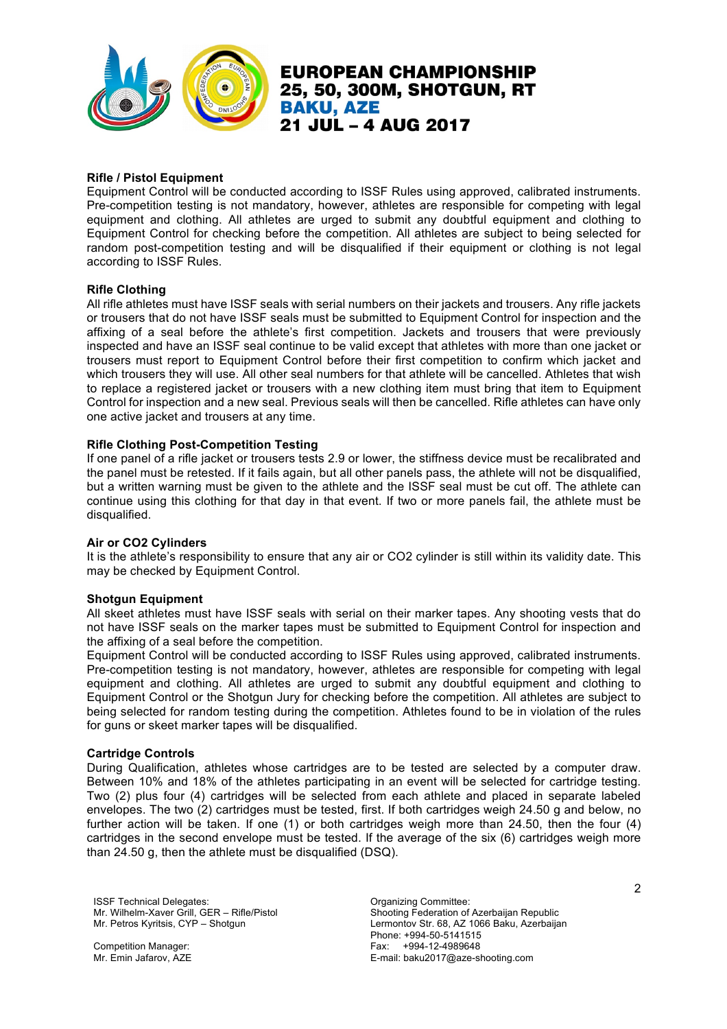### Rifle / Pistol Equipment

Equipment Control will be conducted according to ISSF Rules using approved, calibrated instruments. Pre-competition testing is not mandatory, however, athletes are responsible for competing with legal equipment and clothing. All athletes are urged to submit any doubtful equipment and clothing to Equipment Control for checking before the competition. All athletes are subject to being selected for random post-competition testing and will be disqualified if their equipment or clothing is not legal according to ISSF Rules.

### Rifle Clothing

All rifle athletes must have ISSF seals with serial numbers on their jackets and trousers. Any rifle jackets or trousers that do not have ISSF seals must be submitted to Equipment Control for inspection and the affixing of a seal before the athlete's first competition. Jackets and trousers that were previously inspected and have an ISSF seal continue to be valid except that athletes with more than one jacket or trousers must report to Equipment Control before their first competition to confirm which jacket and which trousers they will use. All other seal numbers for that athlete will be cancelled. Athletes that wish to replace a registered jacket or trousers with a new clothing item must bring that item to Equipment Control for inspection and a new seal. Previous seals will then be cancelled. Rifle athletes can have only one active jacket and trousers at any time.

### Rifle Clothing Post-Competition Testing

If one panel of a rifle jacket or trousers tests 2.9 or lower, the stiffness device must be recalibrated and the panel must be retested. If it fails again, but all other panels pass, the athlete will not be disqualified, but a written warning must be given to the athlete and the ISSF seal must be cut off. The athlete can continue using this clothing for that day in that event. If two or more panels fail, the athlete must be disqualified.

### Air or CO2 Cylinders

It is the athlete's responsibility to ensure that any air or CO2 cylinder is still within its validity date. This may be checked by Equipment Control.

### Shotgun Equipment

All skeet athletes must have ISSF seals with serial on their marker tapes. Any shooting vests that do not have ISSF seals on the marker tapes must be submitted to Equipment Control for inspection and the affixing of a seal before the competition.

Equipment Control will be conducted according to ISSF Rules using approved, calibrated instruments. Pre-competition testing is not mandatory, however, athletes are responsible for competing with legal equipment and clothing. All athletes are urged to submit any doubtful equipment and clothing to Equipment Control or the Shotgun Jury for checking before the competition. All athletes are subject to being selected for random testing during the competition. Athletes found to be in violation of the rules for guns or skeet marker tapes will be disqualified.

### Cartridge Controls

During Qualification, athletes whose cartridges are to be tested are selected by a computer draw. Between 10% and 18% of the athletes participating in an event will be selected for cartridge testing. Two (2) plus four (4) cartridges will be selected from each athlete and placed in separate labeled envelopes. The two (2) cartridges must be tested, first. If both cartridges weigh 24.50 g and below, no further action will be taken. If one (1) or both cartridges weigh more than 24.50, then the four (4) cartridges in the second envelope must be tested. If the average of the six (6) cartridges weigh more than 24.50 g, then the athlete must be disqualified (DSQ).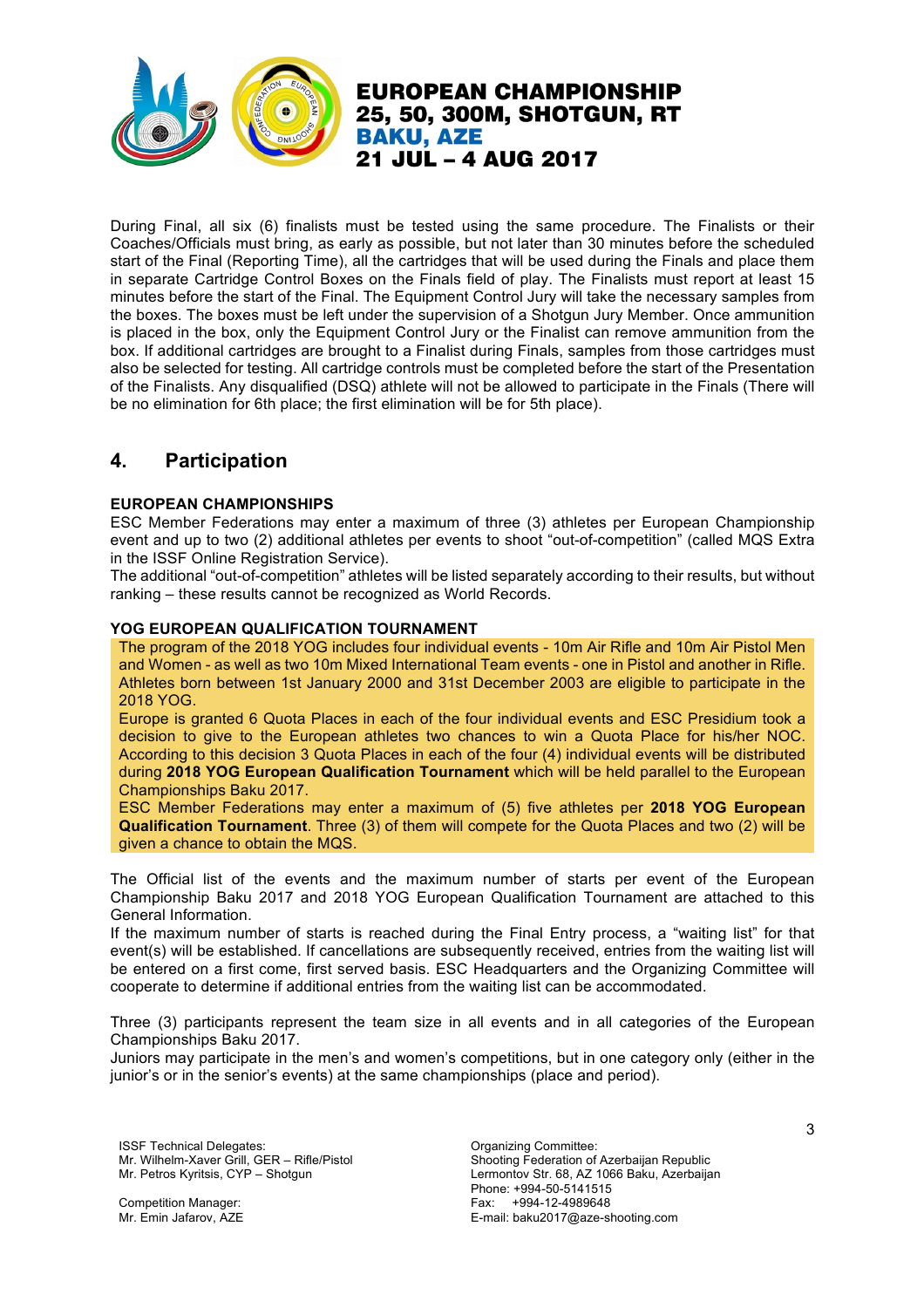During Final, all six (6) finalists must be tested using the same procedure. The Finalists or their Coaches/Officials must bring, as early as possible, but not later than 30 minutes before the scheduled start of the Final (Reporting Time), all the cartridges that will be used during the Finals and place them in separate Cartridge Control Boxes on the Finals field of play. The Finalists must report at least 15 minutes before the start of the Final. The Equipment Control Jury will take the necessary samples from the boxes. The boxes must be left under the supervision of a Shotgun Jury Member. Once ammunition is placed in the box, only the Equipment Control Jury or the Finalist can remove ammunition from the box. If additional cartridges are brought to a Finalist during Finals, samples from those cartridges must also be selected for testing. All cartridge controls must be completed before the start of the Presentation of the Finalists. Any disqualified (DSQ) athlete will not be allowed to participate in the Finals (There will be no elimination for 6th place; the first elimination will be for 5th place).

## 4. Participation

**EUROPEAN CHAMPIONSHIPS**

ESC Member Federations may enter a maximum of three (3) athletes per European Championship event and up to two (2) additional athletes per events to shoot "out-of-competition" (called MQS Extra in the ISSF Online Registration Service).

The additional "out-of-competition" athletes will be listed separately according to their results, but without ranking – these results cannot be recognized as World Records.

**YOG EUROPEAN QUALIFICATION TOURNAMENT**

The program of the 2018 YOG includes four individual events - 10m Air Rifle and 10m Air Pistol Men and Women - as well as two 10m Mixed International Team events - one in Pistol and another in Rifle. Athletes born between 1st January 2000 and 31st December 2003 are eligible to participate in the 2018 YOG.

Europe is granted 6 Quota Places in each of the four individual events and ESC Presidium took a decision to give to the European athletes two chances to win a Quota Place for his/her NOC. According to this decision 3 Quota Places in each of the four (4) individual events will be distributed during **2018 YOG European Qualification Tournament** which will be held parallel to the European Championships Baku 2017.

ESC Member Federations may enter a maximum of (5) five athletes per **2018 YOG European Qualification Tournament**. Three (3) of them will compete for the Quota Places and two (2) will be given a chance to obtain the MQS.

The Official list of the events and the maximum number of starts per event of the European Championship Baku 2017 and 2018 YOG European Qualification Tournament are attached to this General Information.

If the maximum number of starts is reached during the Final Entry process, a "waiting list" for that event(s) will be established. If cancellations are subsequently received, entries from the waiting list will be entered on a first come, first served basis. ESC Headquarters and the Organizing Committee will cooperate to determine if additional entries from the waiting list can be accommodated.

Three (3) participants represent the team size in all events and in all categories of the European Championships Baku 2017.

Juniors may participate in the men's and women's competitions, but in one category only (either in the junior's or in the senior's events) at the same championships (place and period).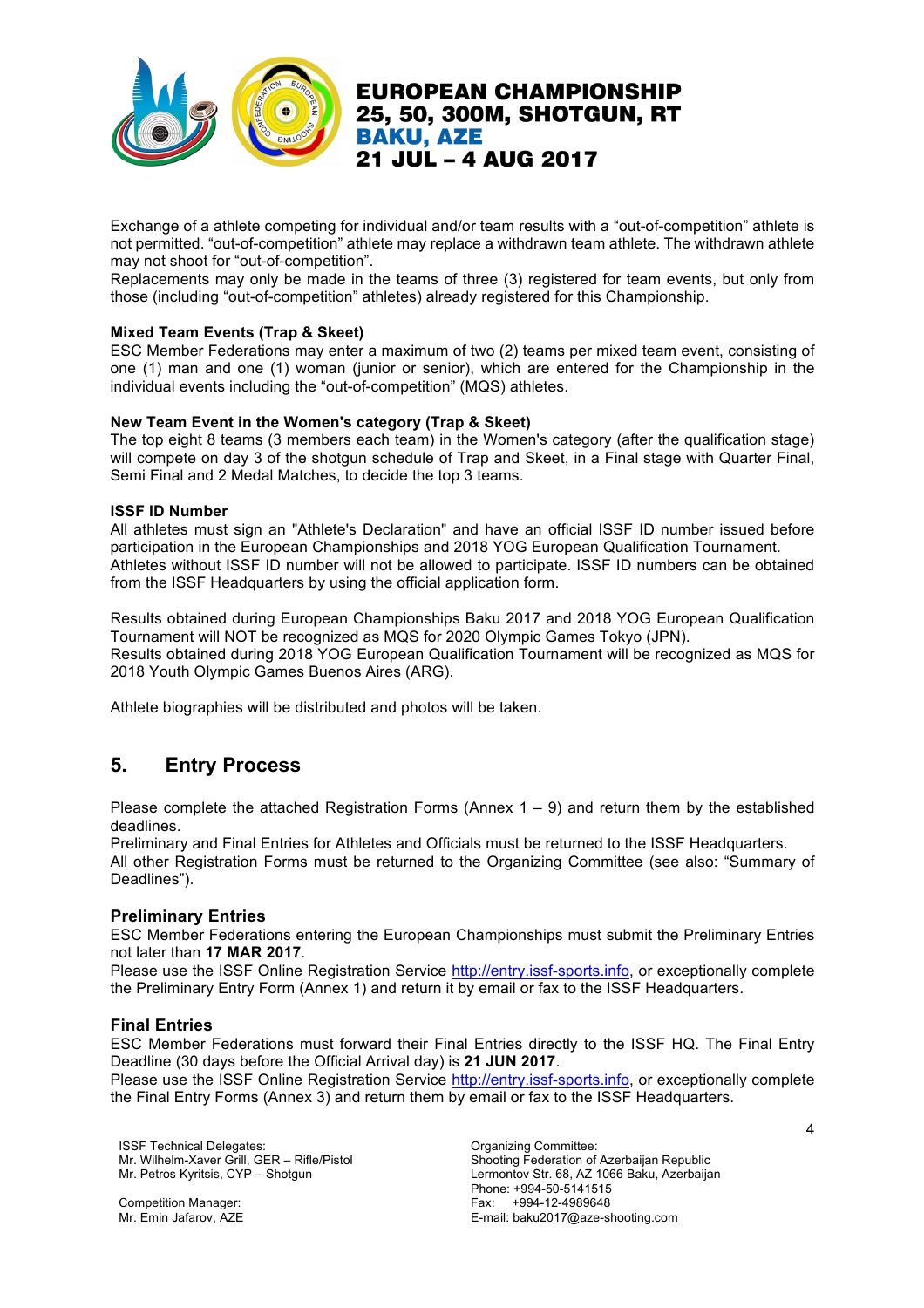Exchange of a athlete competing for individual and/or team results with a “out-of-competition” athlete is not permitted. “out-of-competition” athlete may replace a withdrawn team athlete. The withdrawn athlete may not shoot for “out-of-competition”.
Replacements may only be made in the teams of three (3) registered for team events, but only from those (including “out-of-competition” athletes) already registered for this Championship.

**Mixed Team Events (Trap & Skeet)**
ESC Member Federations may enter a maximum of two (2) teams per mixed team event, consisting of one (1) man and one (1) woman (junior or senior), which are entered for the Championship in the individual events including the “out-of-competition” (MQS) athletes.

**New Team Event in the Women's category (Trap & Skeet)**
The top eight 8 teams (3 members each team) in the Women's category (after the qualification stage) will compete on day 3 of the shotgun schedule of Trap and Skeet, in a Final stage with Quarter Final, Semi Final and 2 Medal Matches, to decide the top 3 teams.

**ISSF ID Number**
All athletes must sign an "Athlete's Declaration" and have an official ISSF ID number issued before participation in the European Championships and 2018 YOG European Qualification Tournament.
Athletes without ISSF ID number will not be allowed to participate. ISSF ID numbers can be obtained from the ISSF Headquarters by using the official application form.

Results obtained during European Championships Baku 2017 and 2018 YOG European Qualification Tournament will NOT be recognized as MQS for 2020 Olympic Games Tokyo (JPN).
Results obtained during 2018 YOG European Qualification Tournament will be recognized as MQS for 2018 Youth Olympic Games Buenos Aires (ARG).

Athlete biographies will be distributed and photos will be taken.

## 5. Entry Process

Please complete the attached Registration Forms (Annex 1 – 9) and return them by the established deadlines.
Preliminary and Final Entries for Athletes and Officials must be returned to the ISSF Headquarters.
All other Registration Forms must be returned to the Organizing Committee (see also: “Summary of Deadlines”).

### Preliminary Entries

ESC Member Federations entering the European Championships must submit the Preliminary Entries not later than **17 MAR 2017**.
Please use the ISSF Online Registration Service http://entry.issf-sports.info, or exceptionally complete the Preliminary Entry Form (Annex 1) and return it by email or fax to the ISSF Headquarters.

### Final Entries

ESC Member Federations must forward their Final Entries directly to the ISSF HQ. The Final Entry Deadline (30 days before the Official Arrival day) is **21 JUN 2017**.
Please use the ISSF Online Registration Service http://entry.issf-sports.info, or exceptionally complete the Final Entry Forms (Annex 3) and return them by email or fax to the ISSF Headquarters.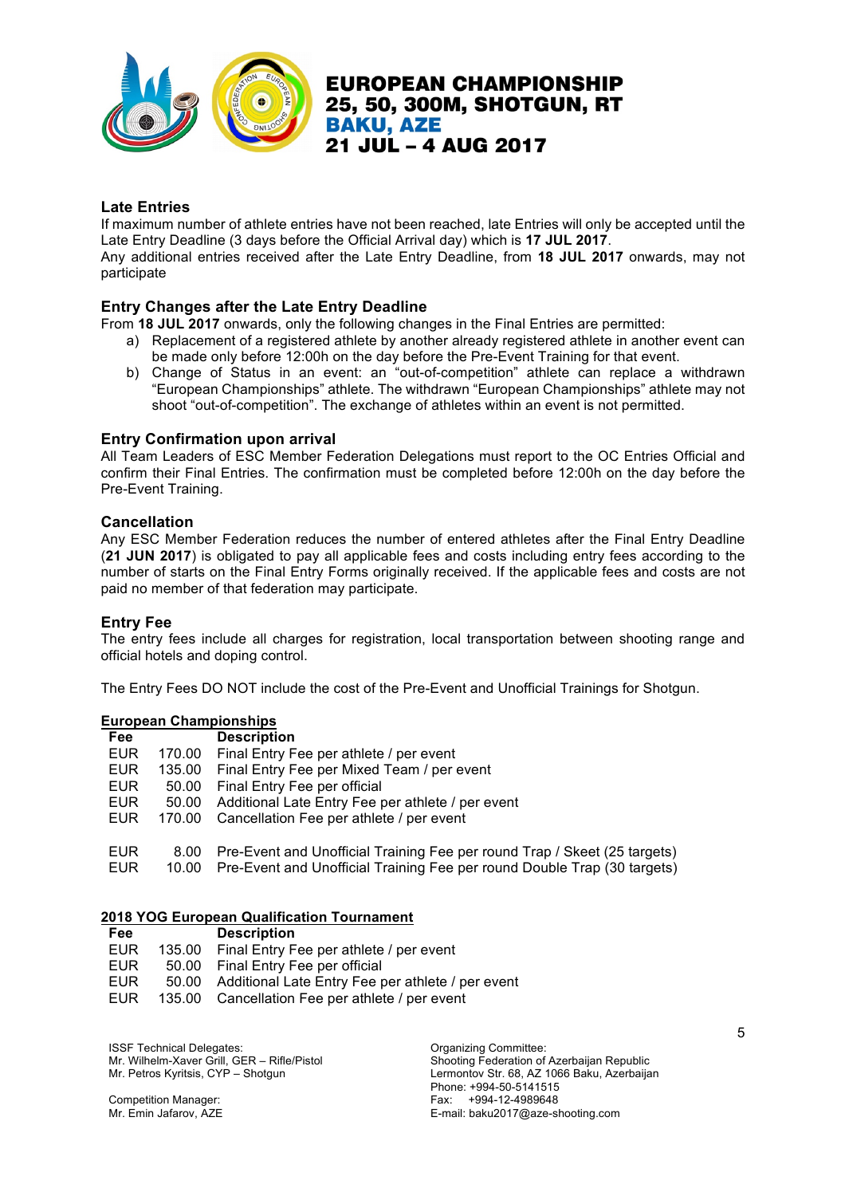## Late Entries

If maximum number of athlete entries have not been reached, late Entries will only be accepted until the Late Entry Deadline (3 days before the Official Arrival day) which is **17 JUL 2017**.
Any additional entries received after the Late Entry Deadline, from **18 JUL 2017** onwards, may not participate

## Entry Changes after the Late Entry Deadline

From **18 JUL 2017** onwards, only the following changes in the Final Entries are permitted:

a) Replacement of a registered athlete by another already registered athlete in another event can be made only before 12:00h on the day before the Pre-Event Training for that event.
b) Change of Status in an event: an "out-of-competition" athlete can replace a withdrawn "European Championships" athlete. The withdrawn "European Championships" athlete may not shoot "out-of-competition". The exchange of athletes within an event is not permitted.

## Entry Confirmation upon arrival

All Team Leaders of ESC Member Federation Delegations must report to the OC Entries Official and confirm their Final Entries. The confirmation must be completed before 12:00h on the day before the Pre-Event Training.

## Cancellation

Any ESC Member Federation reduces the number of entered athletes after the Final Entry Deadline (**21 JUN 2017**) is obligated to pay all applicable fees and costs including entry fees according to the number of starts on the Final Entry Forms originally received. If the applicable fees and costs are not paid no member of that federation may participate.

## Entry Fee

The entry fees include all charges for registration, local transportation between shooting range and official hotels and doping control.

The Entry Fees DO NOT include the cost of the Pre-Event and Unofficial Trainings for Shotgun.

**European Championships**

| Fee | | Description |
|---|---|---|
| EUR | 170.00 | Final Entry Fee per athlete / per event |
| EUR | 135.00 | Final Entry Fee per Mixed Team / per event |
| EUR | 50.00 | Final Entry Fee per official |
| EUR | 50.00 | Additional Late Entry Fee per athlete / per event |
| EUR | 170.00 | Cancellation Fee per athlete / per event |
| EUR | 8.00 | Pre-Event and Unofficial Training Fee per round Trap / Skeet (25 targets) |
| EUR | 10.00 | Pre-Event and Unofficial Training Fee per round Double Trap (30 targets) |

**2018 YOG European Qualification Tournament**

| Fee | | Description |
|---|---|---|
| EUR | 135.00 | Final Entry Fee per athlete / per event |
| EUR | 50.00 | Final Entry Fee per official |
| EUR | 50.00 | Additional Late Entry Fee per athlete / per event |
| EUR | 135.00 | Cancellation Fee per athlete / per event |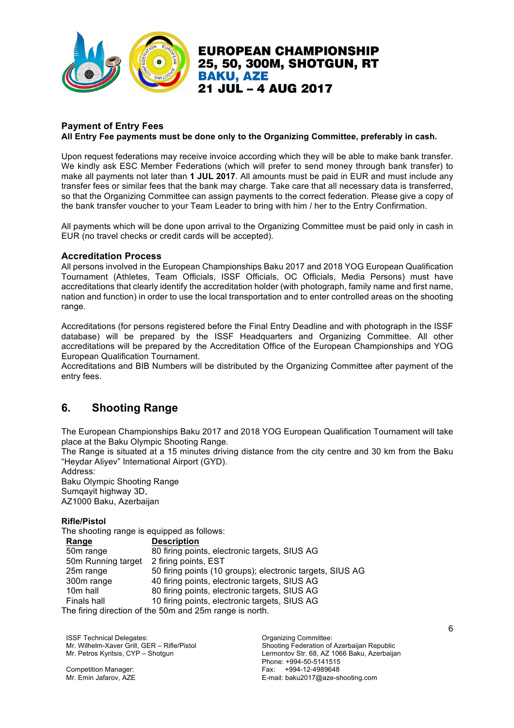### Payment of Entry Fees

**All Entry Fee payments must be done only to the Organizing Committee, preferably in cash.**

Upon request federations may receive invoice according which they will be able to make bank transfer. We kindly ask ESC Member Federations (which will prefer to send money through bank transfer) to make all payments not later than **1 JUL 2017**. All amounts must be paid in EUR and must include any transfer fees or similar fees that the bank may charge. Take care that all necessary data is transferred, so that the Organizing Committee can assign payments to the correct federation. Please give a copy of the bank transfer voucher to your Team Leader to bring with him / her to the Entry Confirmation.

All payments which will be done upon arrival to the Organizing Committee must be paid only in cash in EUR (no travel checks or credit cards will be accepted).

### Accreditation Process

All persons involved in the European Championships Baku 2017 and 2018 YOG European Qualification Tournament (Athletes, Team Officials, ISSF Officials, OC Officials, Media Persons) must have accreditations that clearly identify the accreditation holder (with photograph, family name and first name, nation and function) in order to use the local transportation and to enter controlled areas on the shooting range.

Accreditations (for persons registered before the Final Entry Deadline and with photograph in the ISSF database) will be prepared by the ISSF Headquarters and Organizing Committee. All other accreditations will be prepared by the Accreditation Office of the European Championships and YOG European Qualification Tournament.

Accreditations and BIB Numbers will be distributed by the Organizing Committee after payment of the entry fees.

## 6. Shooting Range

The European Championships Baku 2017 and 2018 YOG European Qualification Tournament will take place at the Baku Olympic Shooting Range.

The Range is situated at a 15 minutes driving distance from the city centre and 30 km from the Baku "Heydar Aliyev" International Airport (GYD).

Address:
Baku Olympic Shooting Range
Sumqayit highway 3D,
AZ1000 Baku, Azerbaijan

### Rifle/Pistol

The shooting range is equipped as follows:

| Range | Description |
|---|---|
| 50m range | 80 firing points, electronic targets, SIUS AG |
| 50m Running target | 2 firing points, EST |
| 25m range | 50 firing points (10 groups); electronic targets, SIUS AG |
| 300m range | 40 firing points, electronic targets, SIUS AG |
| 10m hall | 80 firing points, electronic targets, SIUS AG |
| Finals hall | 10 firing points, electronic targets, SIUS AG |

The firing direction of the 50m and 25m range is north.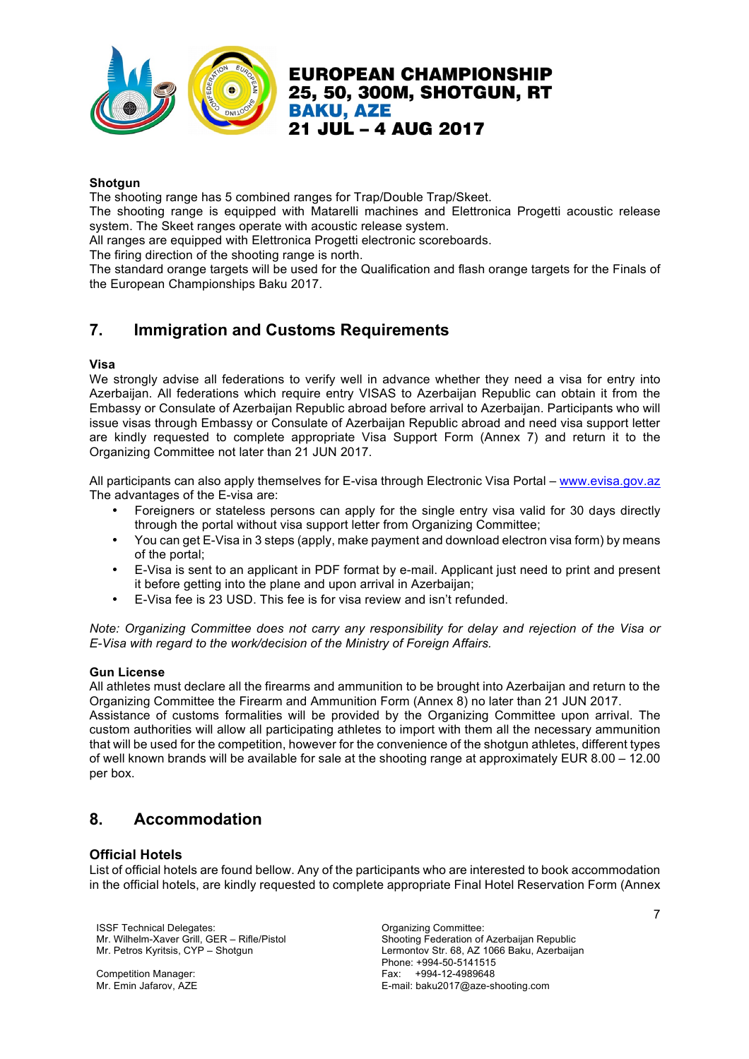**Shotgun**

The shooting range has 5 combined ranges for Trap/Double Trap/Skeet.

The shooting range is equipped with Matarelli machines and Elettronica Progetti acoustic release system. The Skeet ranges operate with acoustic release system.

All ranges are equipped with Elettronica Progetti electronic scoreboards.

The firing direction of the shooting range is north.

The standard orange targets will be used for the Qualification and flash orange targets for the Finals of the European Championships Baku 2017.

## 7. Immigration and Customs Requirements

**Visa**

We strongly advise all federations to verify well in advance whether they need a visa for entry into Azerbaijan. All federations which require entry VISAS to Azerbaijan Republic can obtain it from the Embassy or Consulate of Azerbaijan Republic abroad before arrival to Azerbaijan. Participants who will issue visas through Embassy or Consulate of Azerbaijan Republic abroad and need visa support letter are kindly requested to complete appropriate Visa Support Form (Annex 7) and return it to the Organizing Committee not later than 21 JUN 2017.

All participants can also apply themselves for E-visa through Electronic Visa Portal – www.evisa.gov.az

The advantages of the E-visa are:

- Foreigners or stateless persons can apply for the single entry visa valid for 30 days directly through the portal without visa support letter from Organizing Committee;
- You can get E-Visa in 3 steps (apply, make payment and download electron visa form) by means of the portal;
- E-Visa is sent to an applicant in PDF format by e-mail. Applicant just need to print and present it before getting into the plane and upon arrival in Azerbaijan;
- E-Visa fee is 23 USD. This fee is for visa review and isn't refunded.

*Note: Organizing Committee does not carry any responsibility for delay and rejection of the Visa or E-Visa with regard to the work/decision of the Ministry of Foreign Affairs.*

**Gun License**

All athletes must declare all the firearms and ammunition to be brought into Azerbaijan and return to the Organizing Committee the Firearm and Ammunition Form (Annex 8) no later than 21 JUN 2017.

Assistance of customs formalities will be provided by the Organizing Committee upon arrival. The custom authorities will allow all participating athletes to import with them all the necessary ammunition that will be used for the competition, however for the convenience of the shotgun athletes, different types of well known brands will be available for sale at the shooting range at approximately EUR 8.00 – 12.00 per box.

## 8. Accommodation

**Official Hotels**

List of official hotels are found bellow. Any of the participants who are interested to book accommodation in the official hotels, are kindly requested to complete appropriate Final Hotel Reservation Form (Annex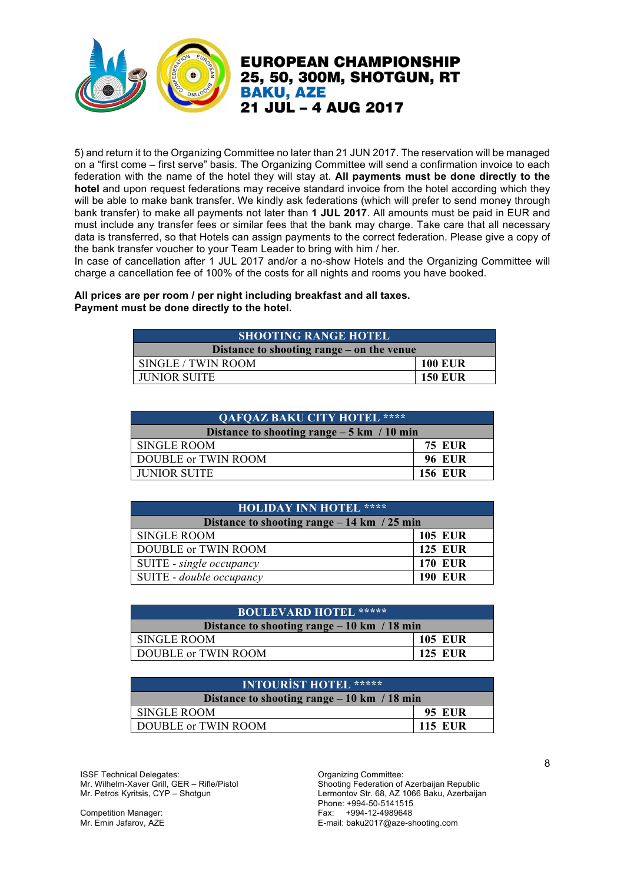5) and return it to the Organizing Committee no later than 21 JUN 2017. The reservation will be managed on a "first come – first serve" basis. The Organizing Committee will send a confirmation invoice to each federation with the name of the hotel they will stay at. **All payments must be done directly to the hotel** and upon request federations may receive standard invoice from the hotel according which they will be able to make bank transfer. We kindly ask federations (which will prefer to send money through bank transfer) to make all payments not later than **1 JUL 2017**. All amounts must be paid in EUR and must include any transfer fees or similar fees that the bank may charge. Take care that all necessary data is transferred, so that Hotels can assign payments to the correct federation. Please give a copy of the bank transfer voucher to your Team Leader to bring with him / her.

In case of cancellation after 1 JUL 2017 and/or a no-show Hotels and the Organizing Committee will charge a cancellation fee of 100% of the costs for all nights and rooms you have booked.

**All prices are per room / per night including breakfast and all taxes.**
**Payment must be done directly to the hotel.**

| SHOOTING RANGE HOTEL | |
|---|---|
| **Distance to shooting range – on the venue** | |
| SINGLE / TWIN ROOM | **100 EUR** |
| JUNIOR SUITE | **150 EUR** |

| QAFQAZ BAKU CITY HOTEL **** | |
|---|---|
| **Distance to shooting range – 5 km / 10 min** | |
| SINGLE ROOM | **75 EUR** |
| DOUBLE or TWIN ROOM | **96 EUR** |
| JUNIOR SUITE | **156 EUR** |

| HOLIDAY INN HOTEL **** | |
|---|---|
| **Distance to shooting range – 14 km / 25 min** | |
| SINGLE ROOM | **105 EUR** |
| DOUBLE or TWIN ROOM | **125 EUR** |
| SUITE - *single occupancy* | **170 EUR** |
| SUITE - *double occupancy* | **190 EUR** |

| BOULEVARD HOTEL ***** | |
|---|---|
| **Distance to shooting range – 10 km / 18 min** | |
| SINGLE ROOM | **105 EUR** |
| DOUBLE or TWIN ROOM | **125 EUR** |

| INTOURİST HOTEL ***** | |
|---|---|
| **Distance to shooting range – 10 km / 18 min** | |
| SINGLE ROOM | **95 EUR** |
| DOUBLE or TWIN ROOM | **115 EUR** |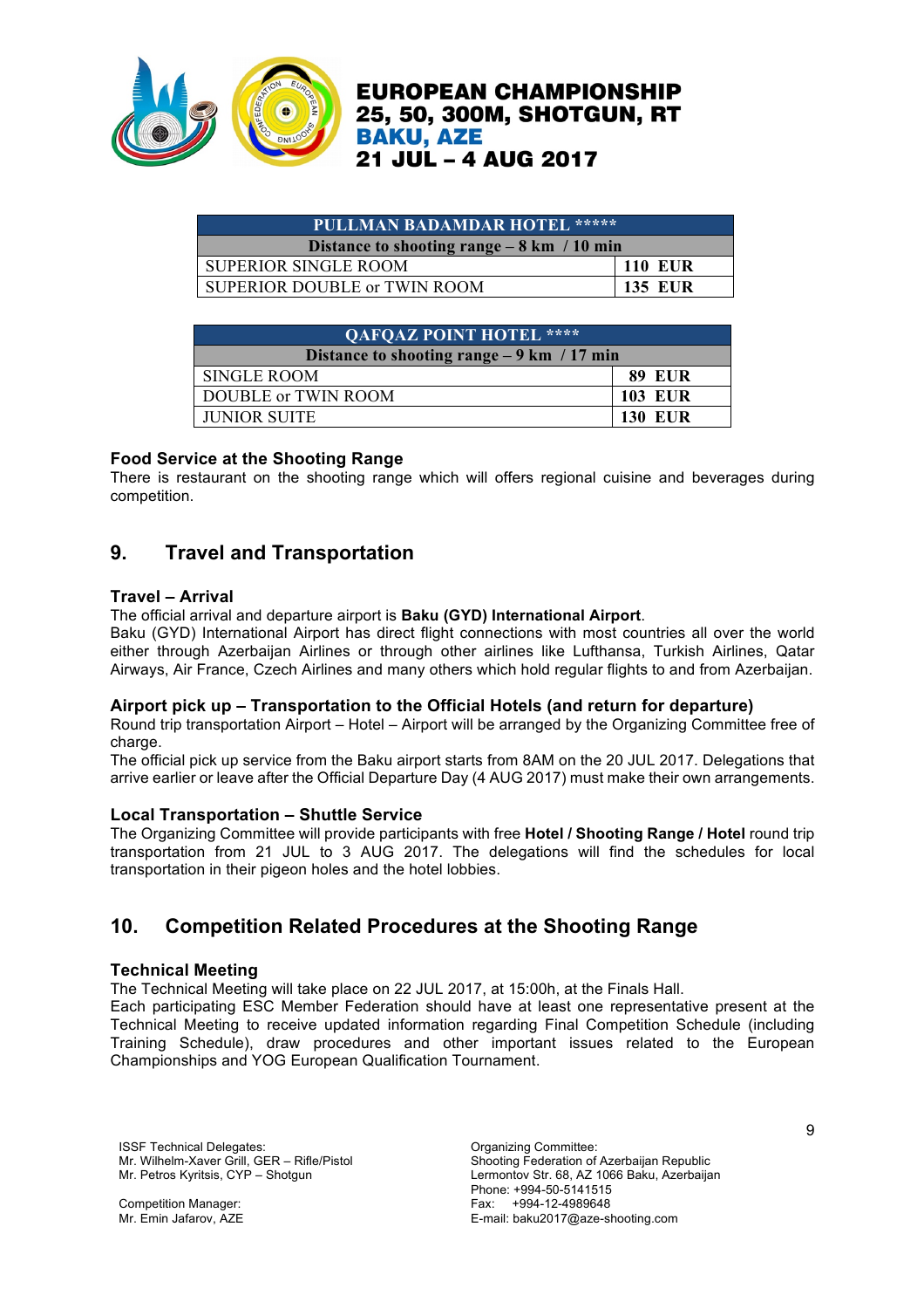| PULLMAN BADAMDAR HOTEL ***** | |
|---|---|
| Distance to shooting range – 8 km / 10 min | |
| SUPERIOR SINGLE ROOM | 110 EUR |
| SUPERIOR DOUBLE or TWIN ROOM | 135 EUR |

| QAFQAZ POINT HOTEL **** | |
|---|---|
| Distance to shooting range – 9 km / 17 min | |
| SINGLE ROOM | 89 EUR |
| DOUBLE or TWIN ROOM | 103 EUR |
| JUNIOR SUITE | 130 EUR |

### Food Service at the Shooting Range

There is restaurant on the shooting range which will offers regional cuisine and beverages during competition.

## 9. Travel and Transportation

### Travel – Arrival

The official arrival and departure airport is **Baku (GYD) International Airport**.

Baku (GYD) International Airport has direct flight connections with most countries all over the world either through Azerbaijan Airlines or through other airlines like Lufthansa, Turkish Airlines, Qatar Airways, Air France, Czech Airlines and many others which hold regular flights to and from Azerbaijan.

### Airport pick up – Transportation to the Official Hotels (and return for departure)

Round trip transportation Airport – Hotel – Airport will be arranged by the Organizing Committee free of charge.

The official pick up service from the Baku airport starts from 8AM on the 20 JUL 2017. Delegations that arrive earlier or leave after the Official Departure Day (4 AUG 2017) must make their own arrangements.

### Local Transportation – Shuttle Service

The Organizing Committee will provide participants with free **Hotel / Shooting Range / Hotel** round trip transportation from 21 JUL to 3 AUG 2017. The delegations will find the schedules for local transportation in their pigeon holes and the hotel lobbies.

## 10. Competition Related Procedures at the Shooting Range

### Technical Meeting

The Technical Meeting will take place on 22 JUL 2017, at 15:00h, at the Finals Hall.

Each participating ESC Member Federation should have at least one representative present at the Technical Meeting to receive updated information regarding Final Competition Schedule (including Training Schedule), draw procedures and other important issues related to the European Championships and YOG European Qualification Tournament.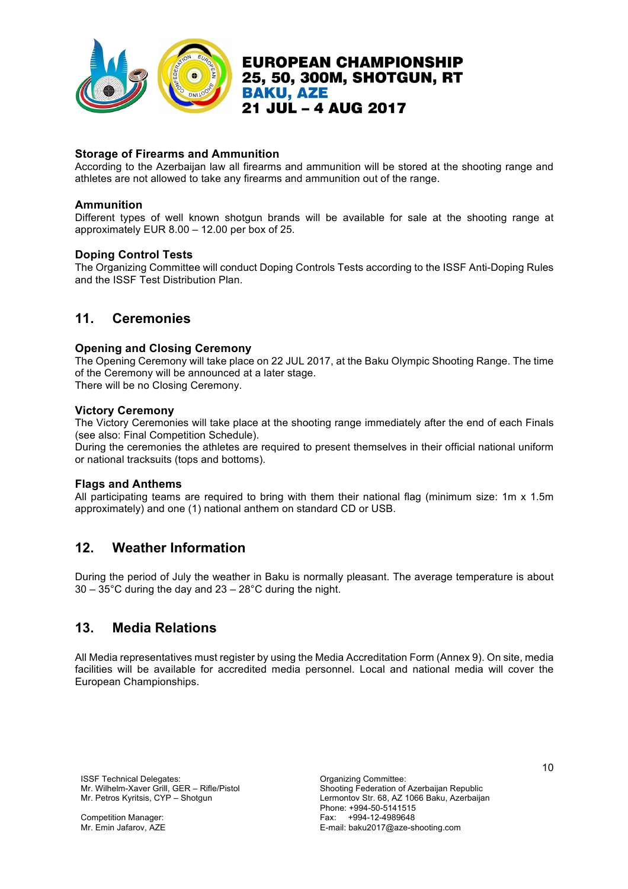### Storage of Firearms and Ammunition

According to the Azerbaijan law all firearms and ammunition will be stored at the shooting range and athletes are not allowed to take any firearms and ammunition out of the range.

### Ammunition

Different types of well known shotgun brands will be available for sale at the shooting range at approximately EUR 8.00 – 12.00 per box of 25.

### Doping Control Tests

The Organizing Committee will conduct Doping Controls Tests according to the ISSF Anti-Doping Rules and the ISSF Test Distribution Plan.

## 11. Ceremonies

### Opening and Closing Ceremony

The Opening Ceremony will take place on 22 JUL 2017, at the Baku Olympic Shooting Range. The time of the Ceremony will be announced at a later stage.
There will be no Closing Ceremony.

### Victory Ceremony

The Victory Ceremonies will take place at the shooting range immediately after the end of each Finals (see also: Final Competition Schedule).
During the ceremonies the athletes are required to present themselves in their official national uniform or national tracksuits (tops and bottoms).

### Flags and Anthems

All participating teams are required to bring with them their national flag (minimum size: 1m x 1.5m approximately) and one (1) national anthem on standard CD or USB.

## 12. Weather Information

During the period of July the weather in Baku is normally pleasant. The average temperature is about 30 – 35°C during the day and 23 – 28°C during the night.

## 13. Media Relations

All Media representatives must register by using the Media Accreditation Form (Annex 9). On site, media facilities will be available for accredited media personnel. Local and national media will cover the European Championships.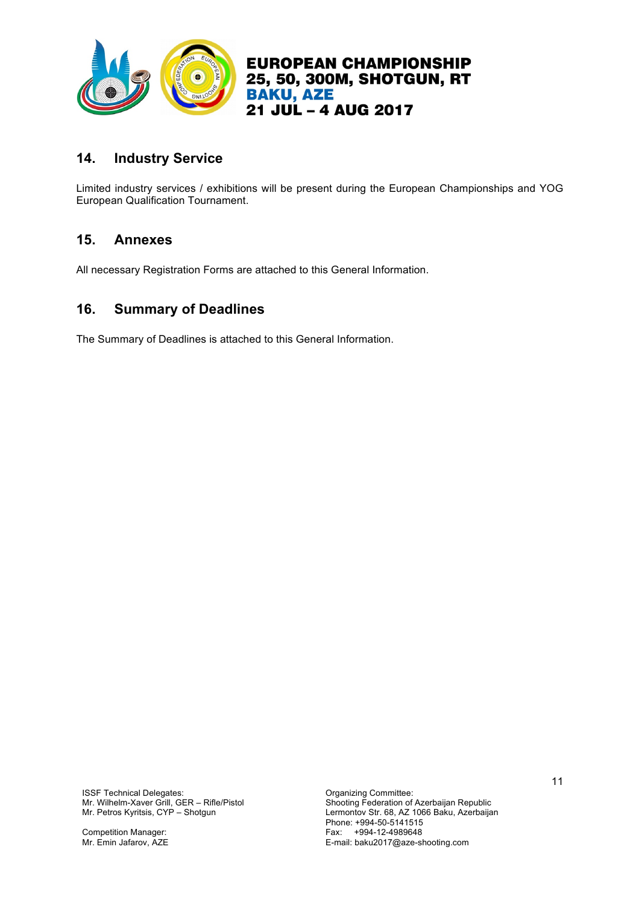## 14. Industry Service

Limited industry services / exhibitions will be present during the European Championships and YOG European Qualification Tournament.

## 15. Annexes

All necessary Registration Forms are attached to this General Information.

## 16. Summary of Deadlines

The Summary of Deadlines is attached to this General Information.